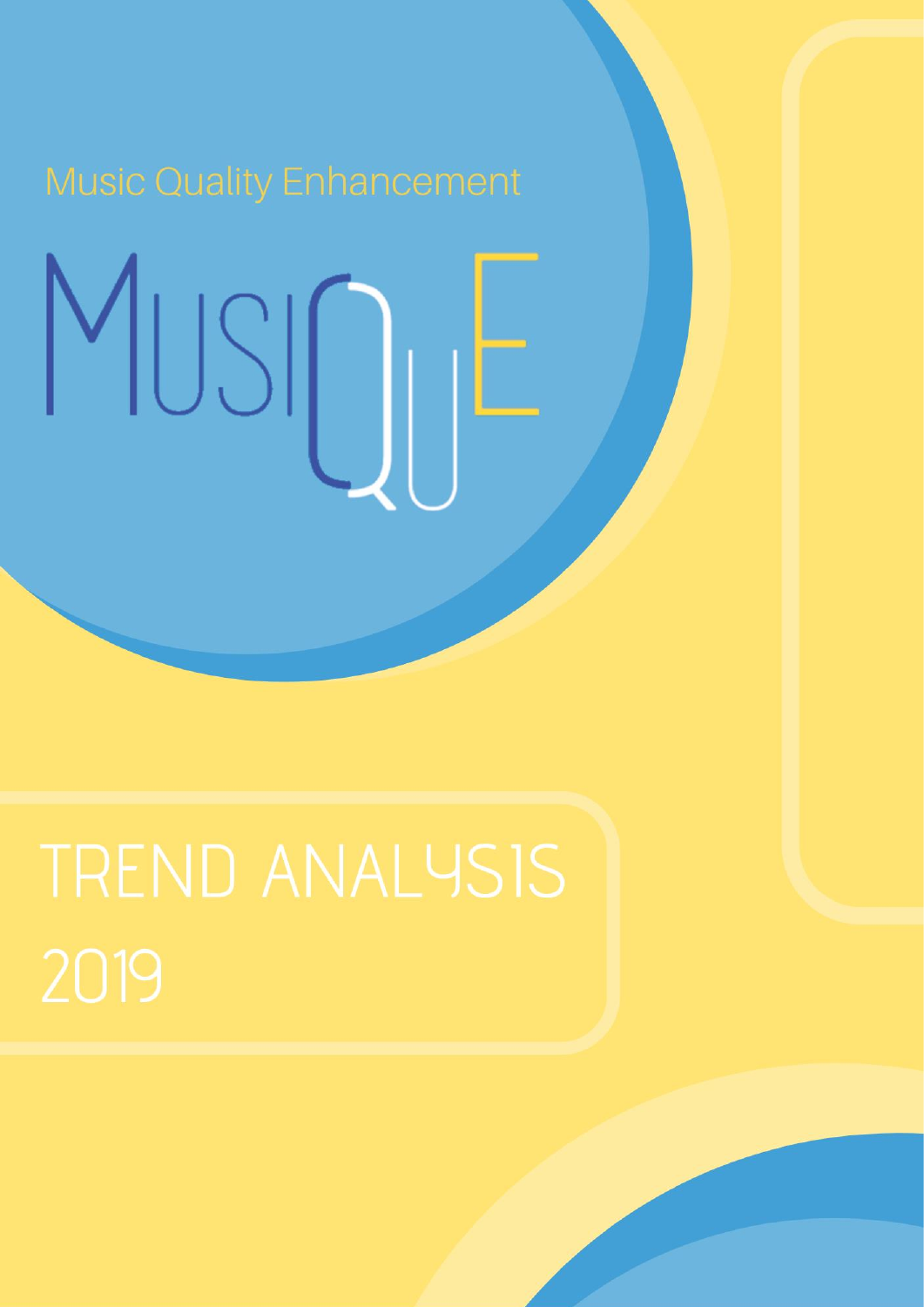Music Quality Enhancement

# MUSIQUE

# TREND ANALYSIS 2019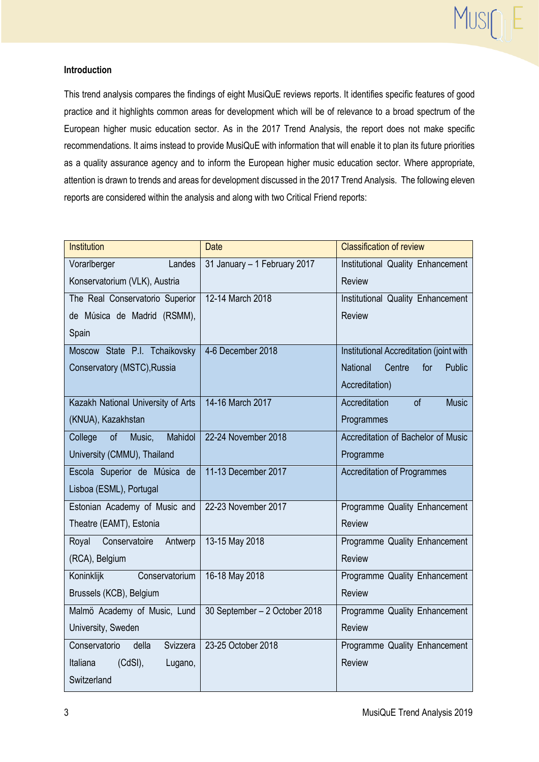## Introduction

This trend analysis compares the findings of eight MusiQuE reviews reports. It identifies specific features of good practice and it highlights common areas for development which will be of relevance to a broad spectrum of the European higher music education sector. As in the 2017 Trend Analysis, the report does not make specific recommendations. It aims instead to provide MusiQuE with information that will enable it to plan its future priorities as a quality assurance agency and to inform the European higher music education sector. Where appropriate, attention is drawn to trends and areas for development discussed in the 2017 Trend Analysis. The following eleven reports are considered within the analysis and along with two Critical Friend reports:

| Institution | Date | Classification of review |
|---|---|---|
| Vorarlberger Landes Konservatorium (VLK), Austria | 31 January – 1 February 2017 | Institutional Quality Enhancement Review |
| The Real Conservatorio Superior de Música de Madrid (RSMM), Spain | 12-14 March 2018 | Institutional Quality Enhancement Review |
| Moscow State P.I. Tchaikovsky Conservatory (MSTC),Russia | 4-6 December 2018 | Institutional Accreditation (joint with National Centre for Public Accreditation) |
| Kazakh National University of Arts (KNUA), Kazakhstan | 14-16 March 2017 | Accreditation of Music Programmes |
| College of Music, Mahidol University (CMMU), Thailand | 22-24 November 2018 | Accreditation of Bachelor of Music Programme |
| Escola Superior de Música de Lisboa (ESML), Portugal | 11-13 December 2017 | Accreditation of Programmes |
| Estonian Academy of Music and Theatre (EAMT), Estonia | 22-23 November 2017 | Programme Quality Enhancement Review |
| Royal Conservatoire Antwerp (RCA), Belgium | 13-15 May 2018 | Programme Quality Enhancement Review |
| Koninklijk Conservatorium Brussels (KCB), Belgium | 16-18 May 2018 | Programme Quality Enhancement Review |
| Malmö Academy of Music, Lund University, Sweden | 30 September – 2 October 2018 | Programme Quality Enhancement Review |
| Conservatorio della Svizzera Italiana (CdSI), Lugano, Switzerland | 23-25 October 2018 | Programme Quality Enhancement Review |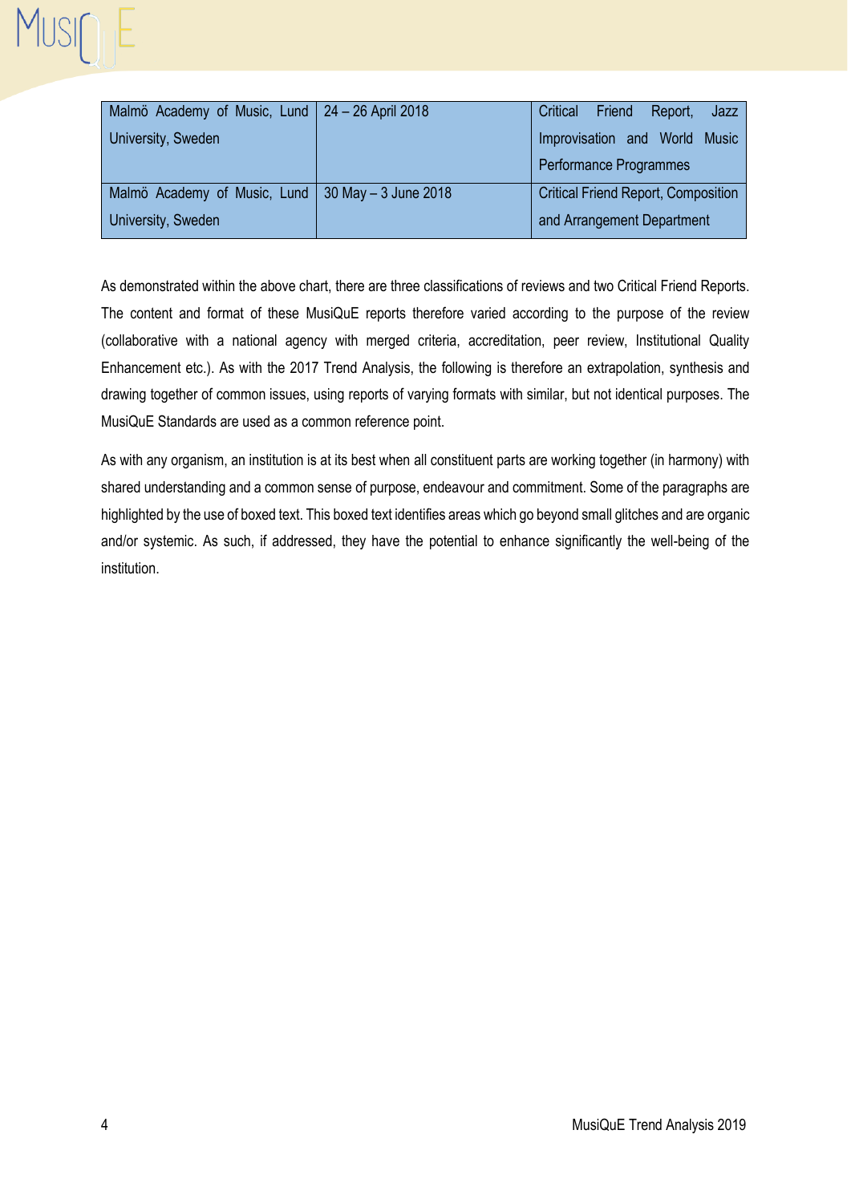| Malmö Academy of Music, Lund University, Sweden | 24 – 26 April 2018 | Critical Friend Report, Jazz Improvisation and World Music Performance Programmes |
|---|---|---|
| Malmö Academy of Music, Lund University, Sweden | 30 May – 3 June 2018 | Critical Friend Report, Composition and Arrangement Department |

As demonstrated within the above chart, there are three classifications of reviews and two Critical Friend Reports. The content and format of these MusiQuE reports therefore varied according to the purpose of the review (collaborative with a national agency with merged criteria, accreditation, peer review, Institutional Quality Enhancement etc.). As with the 2017 Trend Analysis, the following is therefore an extrapolation, synthesis and drawing together of common issues, using reports of varying formats with similar, but not identical purposes. The MusiQuE Standards are used as a common reference point.

As with any organism, an institution is at its best when all constituent parts are working together (in harmony) with shared understanding and a common sense of purpose, endeavour and commitment. Some of the paragraphs are highlighted by the use of boxed text. This boxed text identifies areas which go beyond small glitches and are organic and/or systemic. As such, if addressed, they have the potential to enhance significantly the well-being of the institution.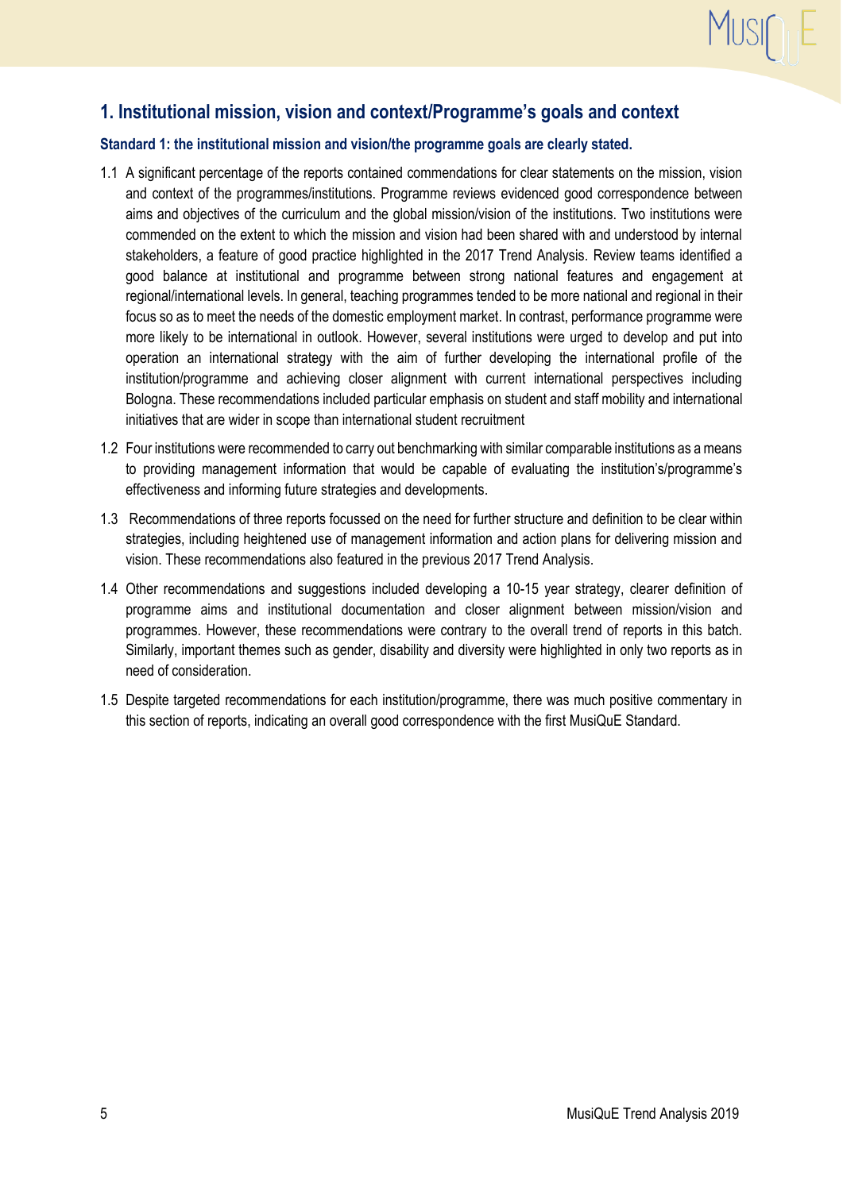## 1. Institutional mission, vision and context/Programme's goals and context

**Standard 1: the institutional mission and vision/the programme goals are clearly stated.**

1.1 A significant percentage of the reports contained commendations for clear statements on the mission, vision and context of the programmes/institutions. Programme reviews evidenced good correspondence between aims and objectives of the curriculum and the global mission/vision of the institutions. Two institutions were commended on the extent to which the mission and vision had been shared with and understood by internal stakeholders, a feature of good practice highlighted in the 2017 Trend Analysis. Review teams identified a good balance at institutional and programme between strong national features and engagement at regional/international levels. In general, teaching programmes tended to be more national and regional in their focus so as to meet the needs of the domestic employment market. In contrast, performance programme were more likely to be international in outlook. However, several institutions were urged to develop and put into operation an international strategy with the aim of further developing the international profile of the institution/programme and achieving closer alignment with current international perspectives including Bologna. These recommendations included particular emphasis on student and staff mobility and international initiatives that are wider in scope than international student recruitment

1.2 Four institutions were recommended to carry out benchmarking with similar comparable institutions as a means to providing management information that would be capable of evaluating the institution's/programme's effectiveness and informing future strategies and developments.

1.3 Recommendations of three reports focussed on the need for further structure and definition to be clear within strategies, including heightened use of management information and action plans for delivering mission and vision. These recommendations also featured in the previous 2017 Trend Analysis.

1.4 Other recommendations and suggestions included developing a 10-15 year strategy, clearer definition of programme aims and institutional documentation and closer alignment between mission/vision and programmes. However, these recommendations were contrary to the overall trend of reports in this batch. Similarly, important themes such as gender, disability and diversity were highlighted in only two reports as in need of consideration.

1.5 Despite targeted recommendations for each institution/programme, there was much positive commentary in this section of reports, indicating an overall good correspondence with the first MusiQuE Standard.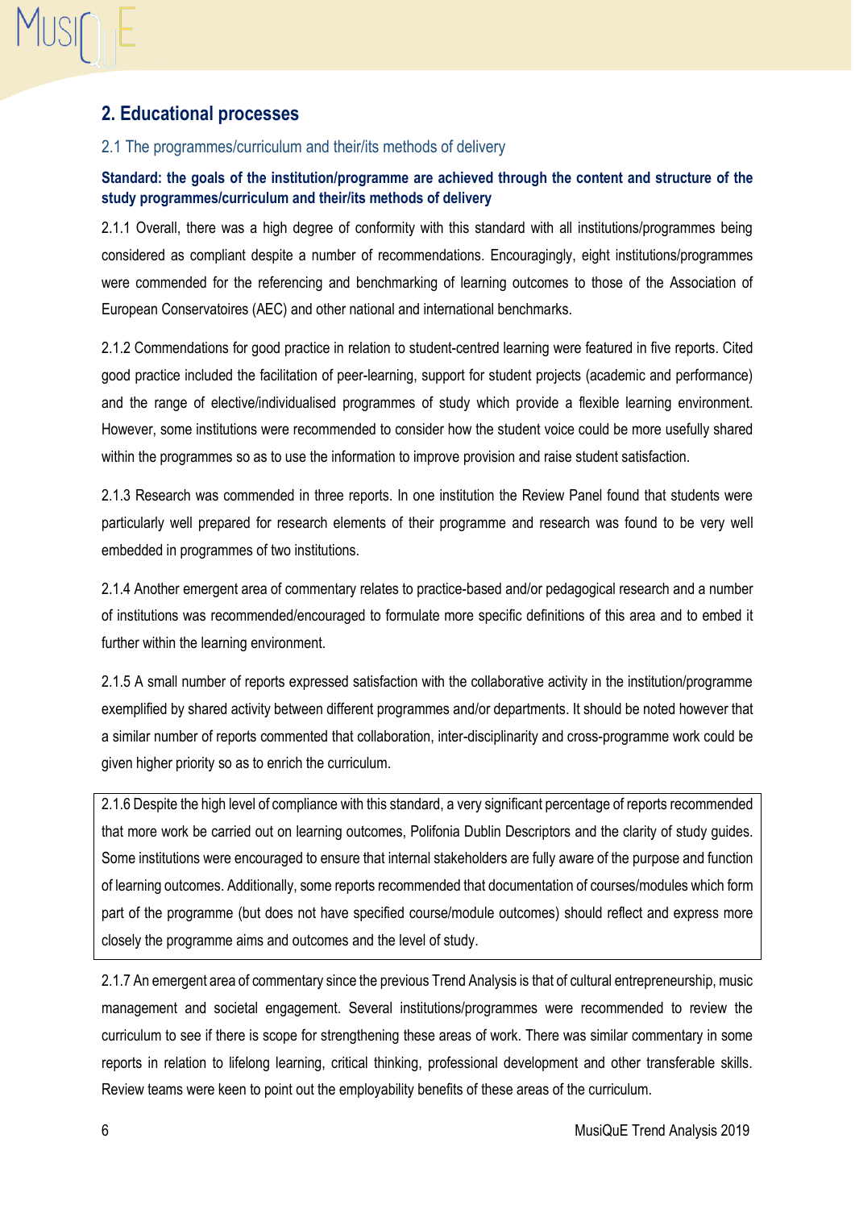## 2. Educational processes

### 2.1 The programmes/curriculum and their/its methods of delivery

**Standard: the goals of the institution/programme are achieved through the content and structure of the study programmes/curriculum and their/its methods of delivery**

2.1.1 Overall, there was a high degree of conformity with this standard with all institutions/programmes being considered as compliant despite a number of recommendations. Encouragingly, eight institutions/programmes were commended for the referencing and benchmarking of learning outcomes to those of the Association of European Conservatoires (AEC) and other national and international benchmarks.

2.1.2 Commendations for good practice in relation to student-centred learning were featured in five reports. Cited good practice included the facilitation of peer-learning, support for student projects (academic and performance) and the range of elective/individualised programmes of study which provide a flexible learning environment. However, some institutions were recommended to consider how the student voice could be more usefully shared within the programmes so as to use the information to improve provision and raise student satisfaction.

2.1.3 Research was commended in three reports. In one institution the Review Panel found that students were particularly well prepared for research elements of their programme and research was found to be very well embedded in programmes of two institutions.

2.1.4 Another emergent area of commentary relates to practice-based and/or pedagogical research and a number of institutions was recommended/encouraged to formulate more specific definitions of this area and to embed it further within the learning environment.

2.1.5 A small number of reports expressed satisfaction with the collaborative activity in the institution/programme exemplified by shared activity between different programmes and/or departments. It should be noted however that a similar number of reports commented that collaboration, inter-disciplinarity and cross-programme work could be given higher priority so as to enrich the curriculum.

2.1.6 Despite the high level of compliance with this standard, a very significant percentage of reports recommended that more work be carried out on learning outcomes, Polifonia Dublin Descriptors and the clarity of study guides. Some institutions were encouraged to ensure that internal stakeholders are fully aware of the purpose and function of learning outcomes. Additionally, some reports recommended that documentation of courses/modules which form part of the programme (but does not have specified course/module outcomes) should reflect and express more closely the programme aims and outcomes and the level of study.

2.1.7 An emergent area of commentary since the previous Trend Analysis is that of cultural entrepreneurship, music management and societal engagement. Several institutions/programmes were recommended to review the curriculum to see if there is scope for strengthening these areas of work. There was similar commentary in some reports in relation to lifelong learning, critical thinking, professional development and other transferable skills. Review teams were keen to point out the employability benefits of these areas of the curriculum.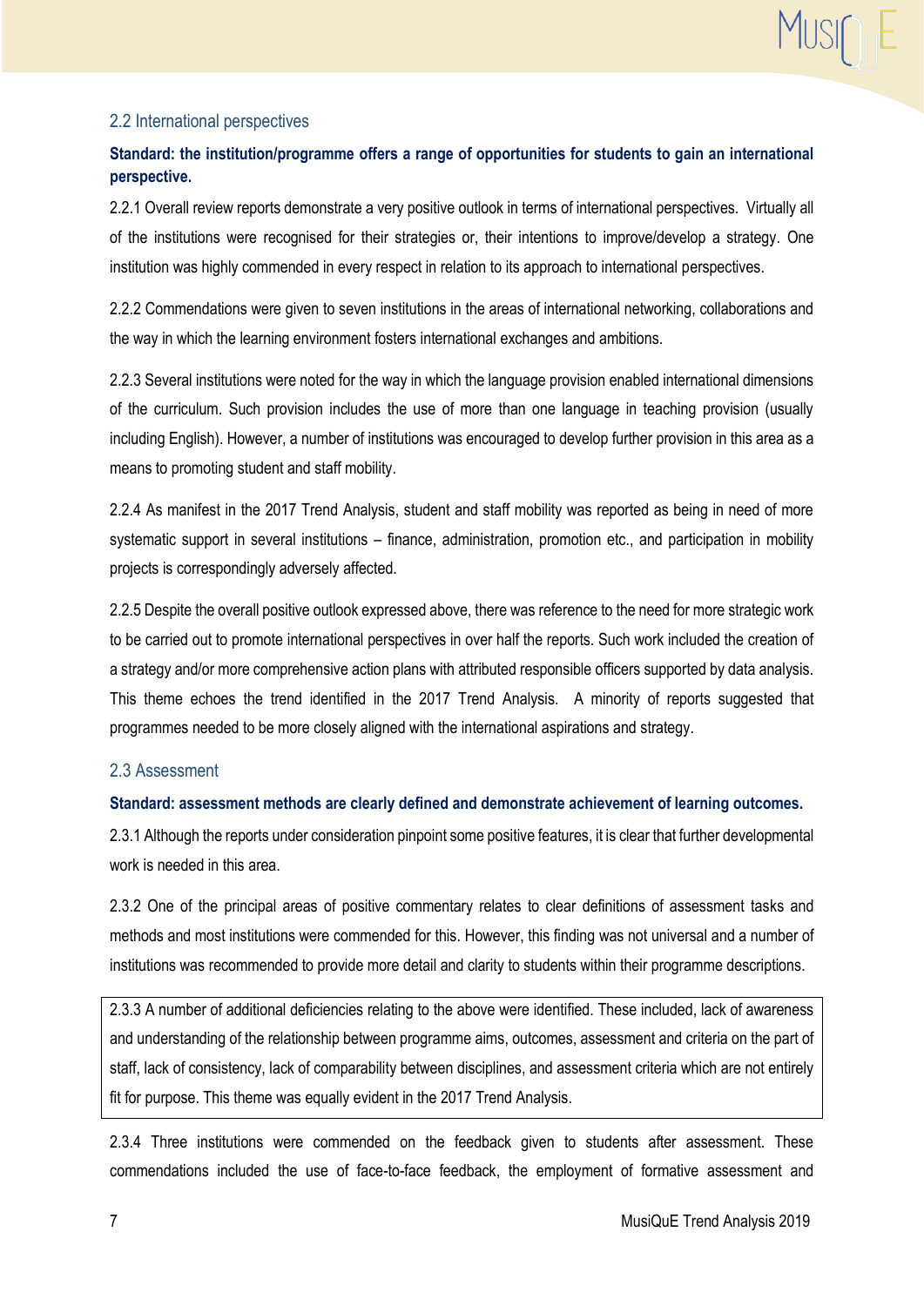## 2.2 International perspectives

**Standard: the institution/programme offers a range of opportunities for students to gain an international perspective.**

2.2.1 Overall review reports demonstrate a very positive outlook in terms of international perspectives. Virtually all of the institutions were recognised for their strategies or, their intentions to improve/develop a strategy. One institution was highly commended in every respect in relation to its approach to international perspectives.

2.2.2 Commendations were given to seven institutions in the areas of international networking, collaborations and the way in which the learning environment fosters international exchanges and ambitions.

2.2.3 Several institutions were noted for the way in which the language provision enabled international dimensions of the curriculum. Such provision includes the use of more than one language in teaching provision (usually including English). However, a number of institutions was encouraged to develop further provision in this area as a means to promoting student and staff mobility.

2.2.4 As manifest in the 2017 Trend Analysis, student and staff mobility was reported as being in need of more systematic support in several institutions – finance, administration, promotion etc., and participation in mobility projects is correspondingly adversely affected.

2.2.5 Despite the overall positive outlook expressed above, there was reference to the need for more strategic work to be carried out to promote international perspectives in over half the reports. Such work included the creation of a strategy and/or more comprehensive action plans with attributed responsible officers supported by data analysis. This theme echoes the trend identified in the 2017 Trend Analysis. A minority of reports suggested that programmes needed to be more closely aligned with the international aspirations and strategy.

## 2.3 Assessment

**Standard: assessment methods are clearly defined and demonstrate achievement of learning outcomes.**

2.3.1 Although the reports under consideration pinpoint some positive features, it is clear that further developmental work is needed in this area.

2.3.2 One of the principal areas of positive commentary relates to clear definitions of assessment tasks and methods and most institutions were commended for this. However, this finding was not universal and a number of institutions was recommended to provide more detail and clarity to students within their programme descriptions.

2.3.3 A number of additional deficiencies relating to the above were identified. These included, lack of awareness and understanding of the relationship between programme aims, outcomes, assessment and criteria on the part of staff, lack of consistency, lack of comparability between disciplines, and assessment criteria which are not entirely fit for purpose. This theme was equally evident in the 2017 Trend Analysis.

2.3.4 Three institutions were commended on the feedback given to students after assessment. These commendations included the use of face-to-face feedback, the employment of formative assessment and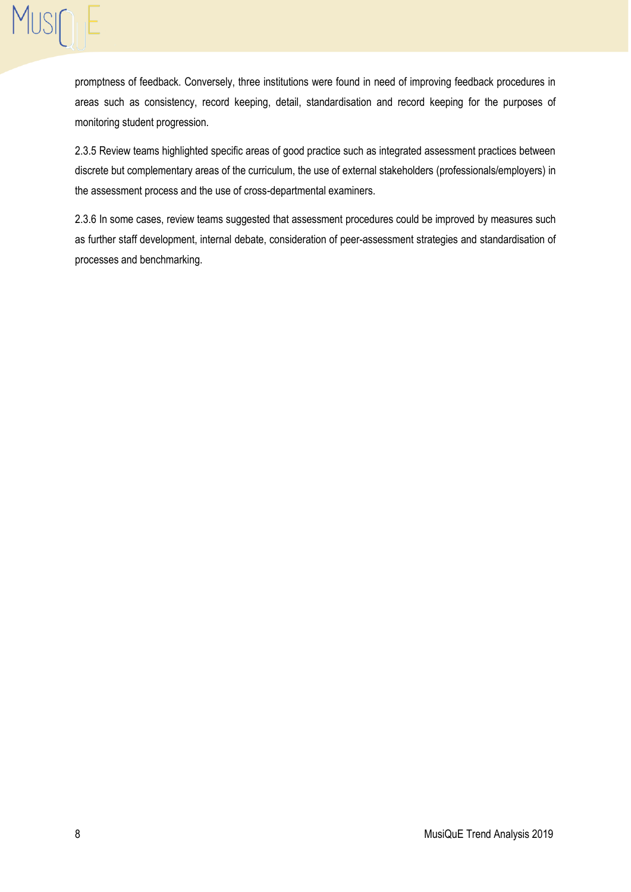promptness of feedback. Conversely, three institutions were found in need of improving feedback procedures in areas such as consistency, record keeping, detail, standardisation and record keeping for the purposes of monitoring student progression.

2.3.5 Review teams highlighted specific areas of good practice such as integrated assessment practices between discrete but complementary areas of the curriculum, the use of external stakeholders (professionals/employers) in the assessment process and the use of cross-departmental examiners.

2.3.6 In some cases, review teams suggested that assessment procedures could be improved by measures such as further staff development, internal debate, consideration of peer-assessment strategies and standardisation of processes and benchmarking.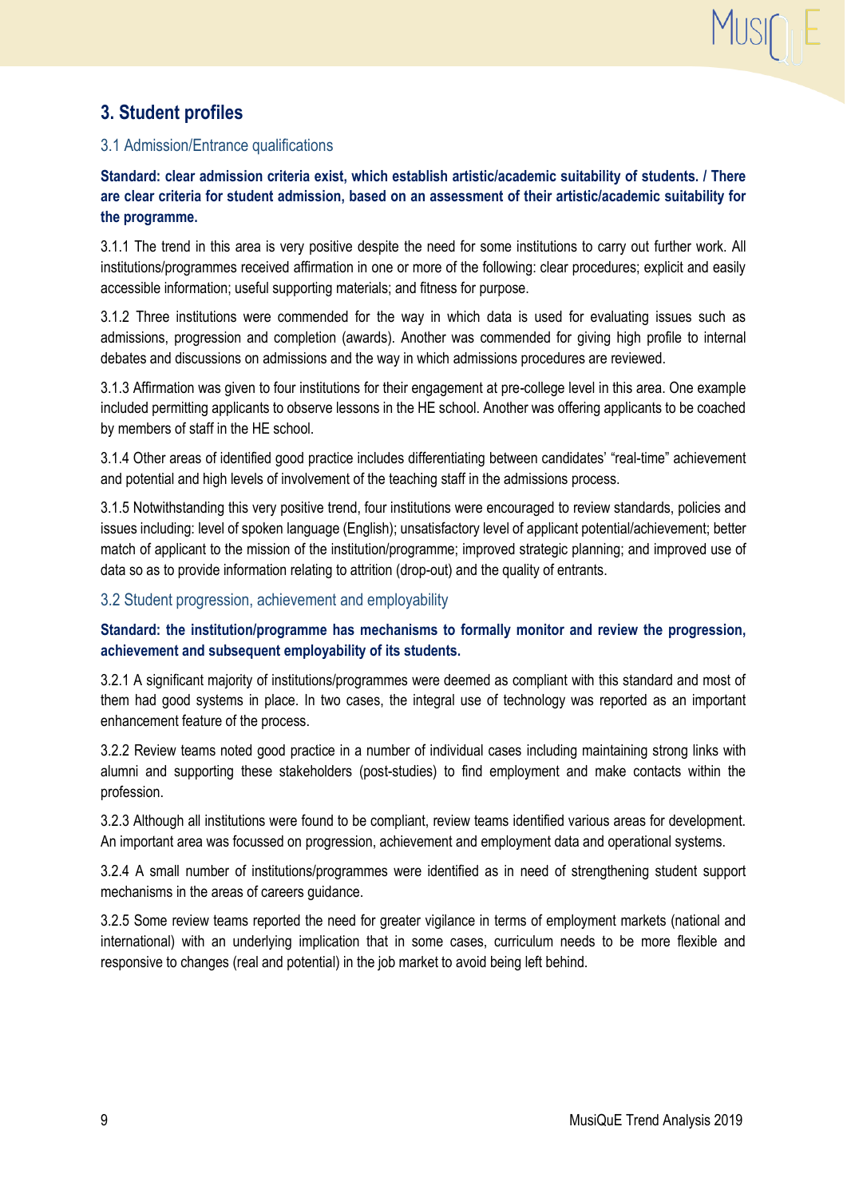## 3. Student profiles

### 3.1 Admission/Entrance qualifications

**Standard: clear admission criteria exist, which establish artistic/academic suitability of students. / There are clear criteria for student admission, based on an assessment of their artistic/academic suitability for the programme.**

3.1.1 The trend in this area is very positive despite the need for some institutions to carry out further work. All institutions/programmes received affirmation in one or more of the following: clear procedures; explicit and easily accessible information; useful supporting materials; and fitness for purpose.

3.1.2 Three institutions were commended for the way in which data is used for evaluating issues such as admissions, progression and completion (awards). Another was commended for giving high profile to internal debates and discussions on admissions and the way in which admissions procedures are reviewed.

3.1.3 Affirmation was given to four institutions for their engagement at pre-college level in this area. One example included permitting applicants to observe lessons in the HE school. Another was offering applicants to be coached by members of staff in the HE school.

3.1.4 Other areas of identified good practice includes differentiating between candidates' "real-time" achievement and potential and high levels of involvement of the teaching staff in the admissions process.

3.1.5 Notwithstanding this very positive trend, four institutions were encouraged to review standards, policies and issues including: level of spoken language (English); unsatisfactory level of applicant potential/achievement; better match of applicant to the mission of the institution/programme; improved strategic planning; and improved use of data so as to provide information relating to attrition (drop-out) and the quality of entrants.

### 3.2 Student progression, achievement and employability

**Standard: the institution/programme has mechanisms to formally monitor and review the progression, achievement and subsequent employability of its students.**

3.2.1 A significant majority of institutions/programmes were deemed as compliant with this standard and most of them had good systems in place. In two cases, the integral use of technology was reported as an important enhancement feature of the process.

3.2.2 Review teams noted good practice in a number of individual cases including maintaining strong links with alumni and supporting these stakeholders (post-studies) to find employment and make contacts within the profession.

3.2.3 Although all institutions were found to be compliant, review teams identified various areas for development. An important area was focussed on progression, achievement and employment data and operational systems.

3.2.4 A small number of institutions/programmes were identified as in need of strengthening student support mechanisms in the areas of careers guidance.

3.2.5 Some review teams reported the need for greater vigilance in terms of employment markets (national and international) with an underlying implication that in some cases, curriculum needs to be more flexible and responsive to changes (real and potential) in the job market to avoid being left behind.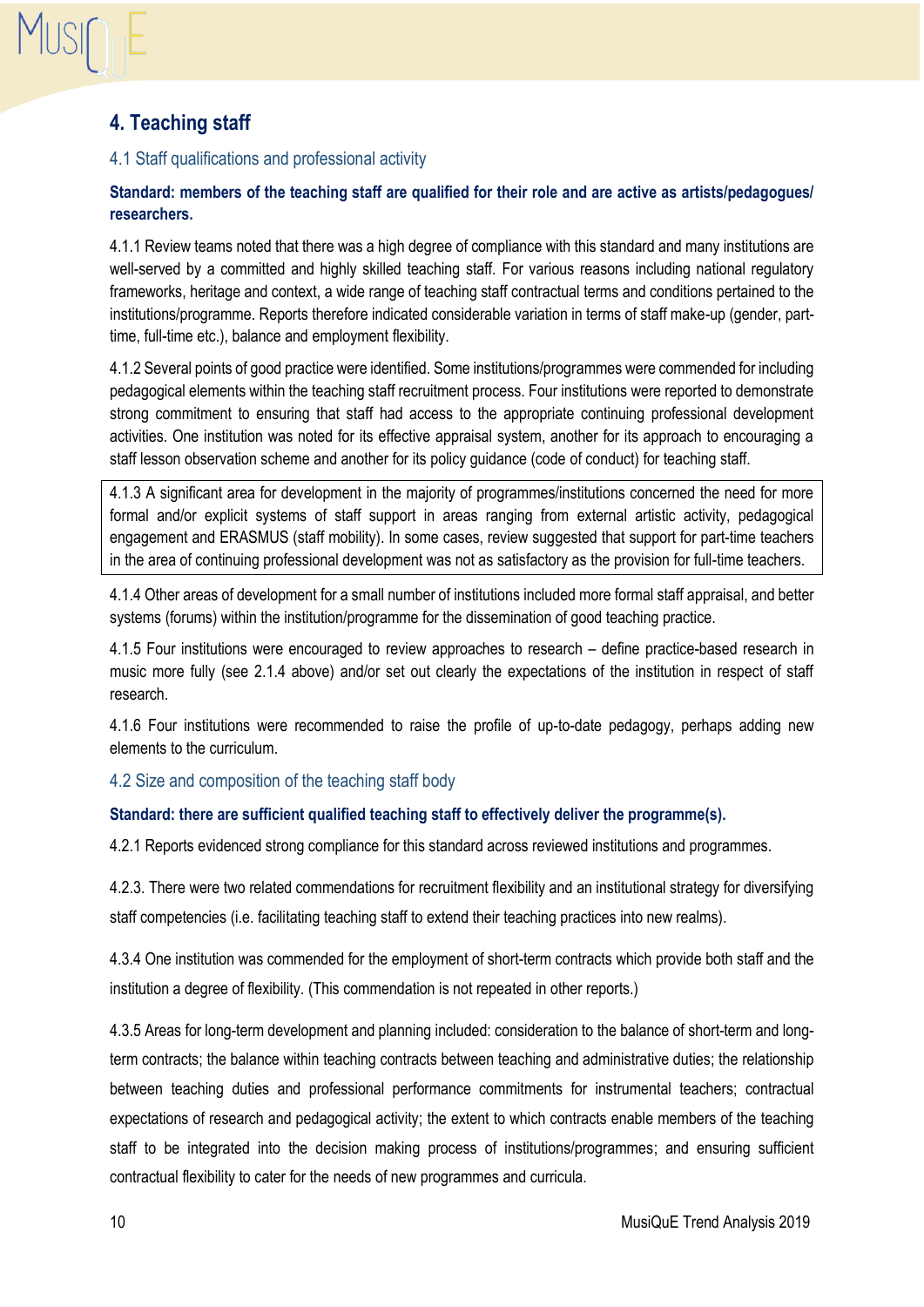## 4. Teaching staff

### 4.1 Staff qualifications and professional activity

**Standard: members of the teaching staff are qualified for their role and are active as artists/pedagogues/ researchers.**

4.1.1 Review teams noted that there was a high degree of compliance with this standard and many institutions are well-served by a committed and highly skilled teaching staff. For various reasons including national regulatory frameworks, heritage and context, a wide range of teaching staff contractual terms and conditions pertained to the institutions/programme. Reports therefore indicated considerable variation in terms of staff make-up (gender, part-time, full-time etc.), balance and employment flexibility.

4.1.2 Several points of good practice were identified. Some institutions/programmes were commended for including pedagogical elements within the teaching staff recruitment process. Four institutions were reported to demonstrate strong commitment to ensuring that staff had access to the appropriate continuing professional development activities. One institution was noted for its effective appraisal system, another for its approach to encouraging a staff lesson observation scheme and another for its policy guidance (code of conduct) for teaching staff.

4.1.3 A significant area for development in the majority of programmes/institutions concerned the need for more formal and/or explicit systems of staff support in areas ranging from external artistic activity, pedagogical engagement and ERASMUS (staff mobility). In some cases, review suggested that support for part-time teachers in the area of continuing professional development was not as satisfactory as the provision for full-time teachers.

4.1.4 Other areas of development for a small number of institutions included more formal staff appraisal, and better systems (forums) within the institution/programme for the dissemination of good teaching practice.

4.1.5 Four institutions were encouraged to review approaches to research – define practice-based research in music more fully (see 2.1.4 above) and/or set out clearly the expectations of the institution in respect of staff research.

4.1.6 Four institutions were recommended to raise the profile of up-to-date pedagogy, perhaps adding new elements to the curriculum.

### 4.2 Size and composition of the teaching staff body

**Standard: there are sufficient qualified teaching staff to effectively deliver the programme(s).**

4.2.1 Reports evidenced strong compliance for this standard across reviewed institutions and programmes.

4.2.3. There were two related commendations for recruitment flexibility and an institutional strategy for diversifying staff competencies (i.e. facilitating teaching staff to extend their teaching practices into new realms).

4.3.4 One institution was commended for the employment of short-term contracts which provide both staff and the institution a degree of flexibility. (This commendation is not repeated in other reports.)

4.3.5 Areas for long-term development and planning included: consideration to the balance of short-term and long-term contracts; the balance within teaching contracts between teaching and administrative duties; the relationship between teaching duties and professional performance commitments for instrumental teachers; contractual expectations of research and pedagogical activity; the extent to which contracts enable members of the teaching staff to be integrated into the decision making process of institutions/programmes; and ensuring sufficient contractual flexibility to cater for the needs of new programmes and curricula.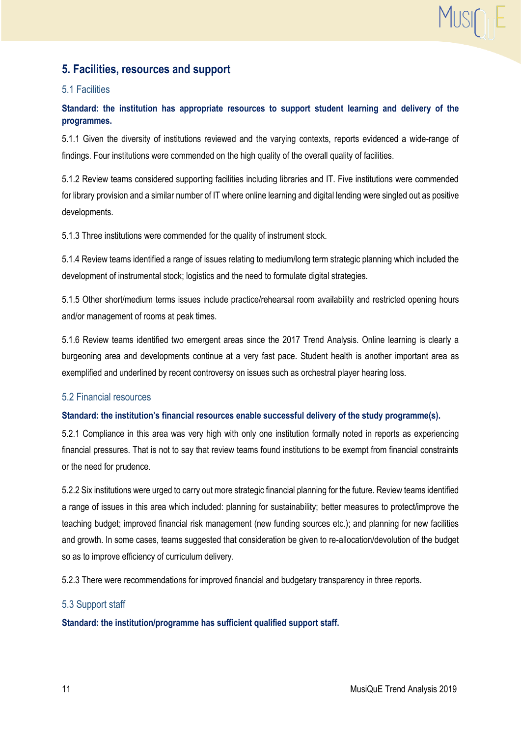## 5. Facilities, resources and support

### 5.1 Facilities

**Standard: the institution has appropriate resources to support student learning and delivery of the programmes.**

5.1.1 Given the diversity of institutions reviewed and the varying contexts, reports evidenced a wide-range of findings. Four institutions were commended on the high quality of the overall quality of facilities.

5.1.2 Review teams considered supporting facilities including libraries and IT. Five institutions were commended for library provision and a similar number of IT where online learning and digital lending were singled out as positive developments.

5.1.3 Three institutions were commended for the quality of instrument stock.

5.1.4 Review teams identified a range of issues relating to medium/long term strategic planning which included the development of instrumental stock; logistics and the need to formulate digital strategies.

5.1.5 Other short/medium terms issues include practice/rehearsal room availability and restricted opening hours and/or management of rooms at peak times.

5.1.6 Review teams identified two emergent areas since the 2017 Trend Analysis. Online learning is clearly a burgeoning area and developments continue at a very fast pace. Student health is another important area as exemplified and underlined by recent controversy on issues such as orchestral player hearing loss.

### 5.2 Financial resources

**Standard: the institution's financial resources enable successful delivery of the study programme(s).**

5.2.1 Compliance in this area was very high with only one institution formally noted in reports as experiencing financial pressures. That is not to say that review teams found institutions to be exempt from financial constraints or the need for prudence.

5.2.2 Six institutions were urged to carry out more strategic financial planning for the future. Review teams identified a range of issues in this area which included: planning for sustainability; better measures to protect/improve the teaching budget; improved financial risk management (new funding sources etc.); and planning for new facilities and growth. In some cases, teams suggested that consideration be given to re-allocation/devolution of the budget so as to improve efficiency of curriculum delivery.

5.2.3 There were recommendations for improved financial and budgetary transparency in three reports.

### 5.3 Support staff

**Standard: the institution/programme has sufficient qualified support staff.**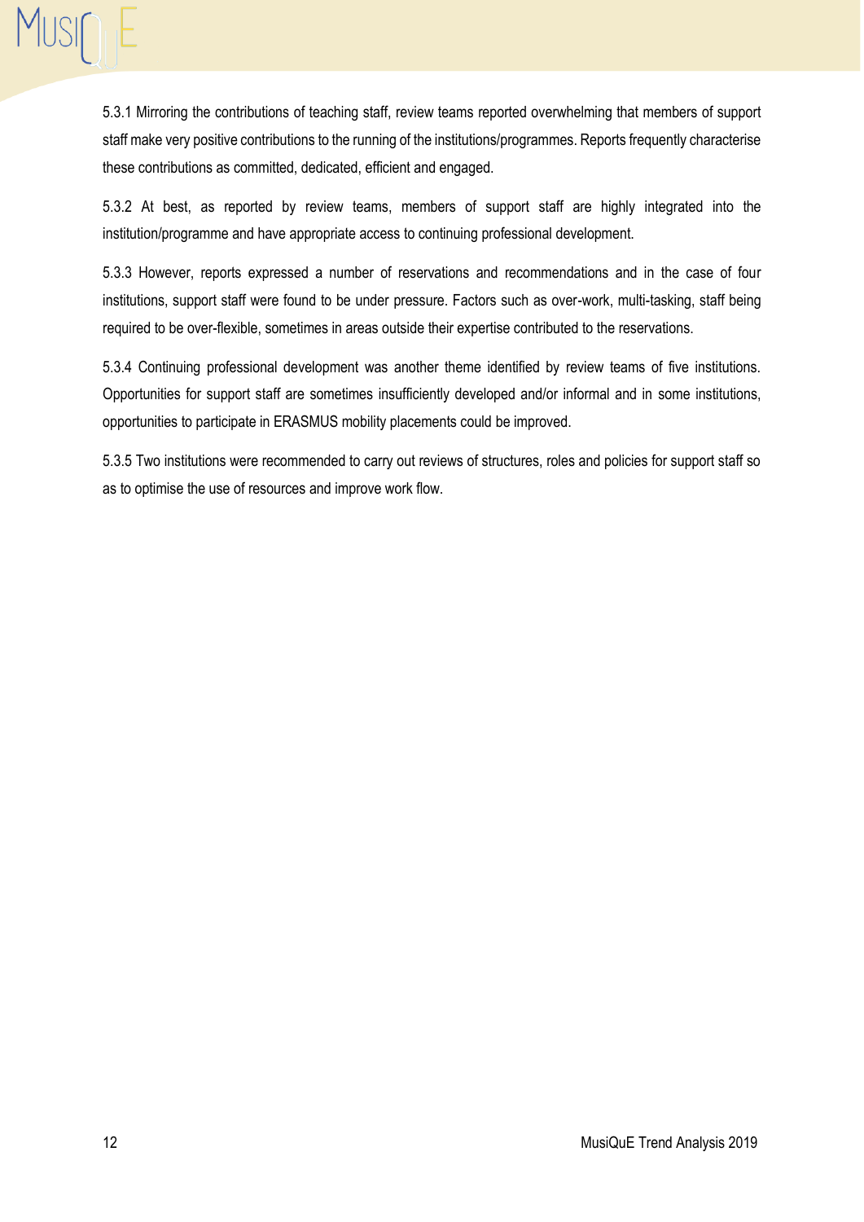5.3.1 Mirroring the contributions of teaching staff, review teams reported overwhelming that members of support staff make very positive contributions to the running of the institutions/programmes. Reports frequently characterise these contributions as committed, dedicated, efficient and engaged.

5.3.2 At best, as reported by review teams, members of support staff are highly integrated into the institution/programme and have appropriate access to continuing professional development.

5.3.3 However, reports expressed a number of reservations and recommendations and in the case of four institutions, support staff were found to be under pressure. Factors such as over-work, multi-tasking, staff being required to be over-flexible, sometimes in areas outside their expertise contributed to the reservations.

5.3.4 Continuing professional development was another theme identified by review teams of five institutions. Opportunities for support staff are sometimes insufficiently developed and/or informal and in some institutions, opportunities to participate in ERASMUS mobility placements could be improved.

5.3.5 Two institutions were recommended to carry out reviews of structures, roles and policies for support staff so as to optimise the use of resources and improve work flow.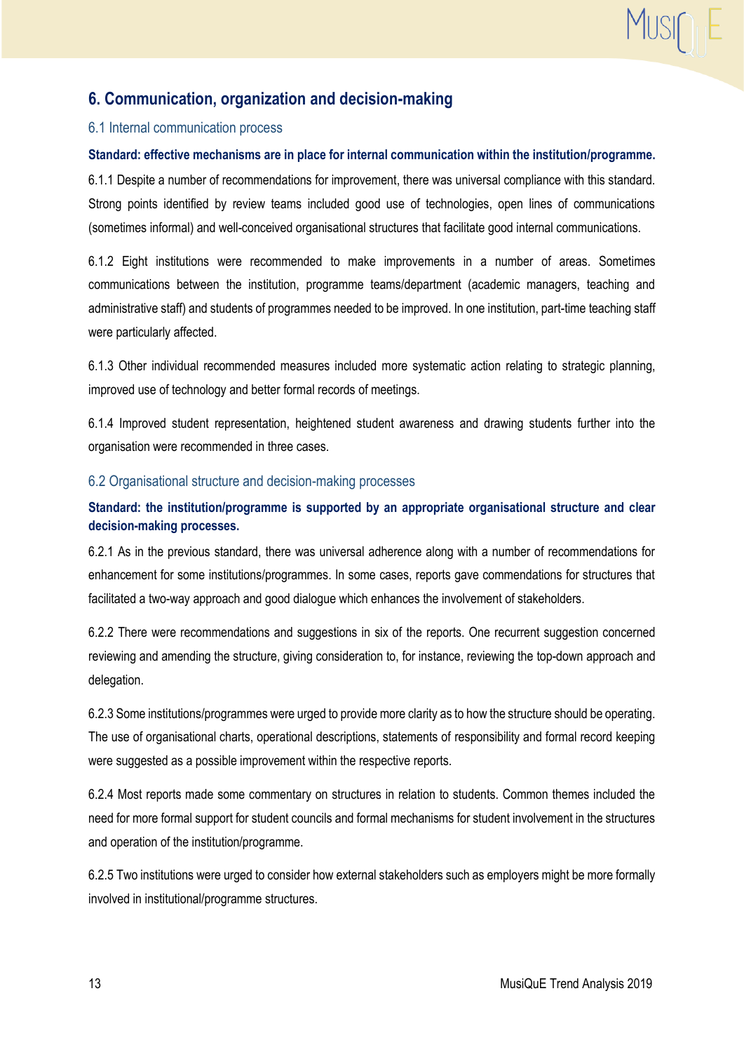## 6. Communication, organization and decision-making

### 6.1 Internal communication process

**Standard: effective mechanisms are in place for internal communication within the institution/programme.**

6.1.1 Despite a number of recommendations for improvement, there was universal compliance with this standard. Strong points identified by review teams included good use of technologies, open lines of communications (sometimes informal) and well-conceived organisational structures that facilitate good internal communications.

6.1.2 Eight institutions were recommended to make improvements in a number of areas. Sometimes communications between the institution, programme teams/department (academic managers, teaching and administrative staff) and students of programmes needed to be improved. In one institution, part-time teaching staff were particularly affected.

6.1.3 Other individual recommended measures included more systematic action relating to strategic planning, improved use of technology and better formal records of meetings.

6.1.4 Improved student representation, heightened student awareness and drawing students further into the organisation were recommended in three cases.

### 6.2 Organisational structure and decision-making processes

**Standard: the institution/programme is supported by an appropriate organisational structure and clear decision-making processes.**

6.2.1 As in the previous standard, there was universal adherence along with a number of recommendations for enhancement for some institutions/programmes. In some cases, reports gave commendations for structures that facilitated a two-way approach and good dialogue which enhances the involvement of stakeholders.

6.2.2 There were recommendations and suggestions in six of the reports. One recurrent suggestion concerned reviewing and amending the structure, giving consideration to, for instance, reviewing the top-down approach and delegation.

6.2.3 Some institutions/programmes were urged to provide more clarity as to how the structure should be operating. The use of organisational charts, operational descriptions, statements of responsibility and formal record keeping were suggested as a possible improvement within the respective reports.

6.2.4 Most reports made some commentary on structures in relation to students. Common themes included the need for more formal support for student councils and formal mechanisms for student involvement in the structures and operation of the institution/programme.

6.2.5 Two institutions were urged to consider how external stakeholders such as employers might be more formally involved in institutional/programme structures.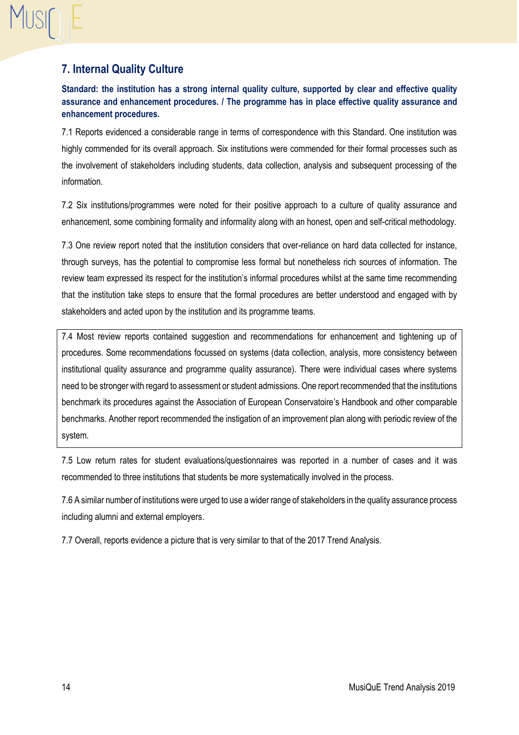## 7. Internal Quality Culture

**Standard: the institution has a strong internal quality culture, supported by clear and effective quality assurance and enhancement procedures. / The programme has in place effective quality assurance and enhancement procedures.**

7.1 Reports evidenced a considerable range in terms of correspondence with this Standard. One institution was highly commended for its overall approach. Six institutions were commended for their formal processes such as the involvement of stakeholders including students, data collection, analysis and subsequent processing of the information.

7.2 Six institutions/programmes were noted for their positive approach to a culture of quality assurance and enhancement, some combining formality and informality along with an honest, open and self-critical methodology.

7.3 One review report noted that the institution considers that over-reliance on hard data collected for instance, through surveys, has the potential to compromise less formal but nonetheless rich sources of information. The review team expressed its respect for the institution's informal procedures whilst at the same time recommending that the institution take steps to ensure that the formal procedures are better understood and engaged with by stakeholders and acted upon by the institution and its programme teams.

7.4 Most review reports contained suggestion and recommendations for enhancement and tightening up of procedures. Some recommendations focussed on systems (data collection, analysis, more consistency between institutional quality assurance and programme quality assurance). There were individual cases where systems need to be stronger with regard to assessment or student admissions. One report recommended that the institutions benchmark its procedures against the Association of European Conservatoire's Handbook and other comparable benchmarks. Another report recommended the instigation of an improvement plan along with periodic review of the system.

7.5 Low return rates for student evaluations/questionnaires was reported in a number of cases and it was recommended to three institutions that students be more systematically involved in the process.

7.6 A similar number of institutions were urged to use a wider range of stakeholders in the quality assurance process including alumni and external employers.

7.7 Overall, reports evidence a picture that is very similar to that of the 2017 Trend Analysis.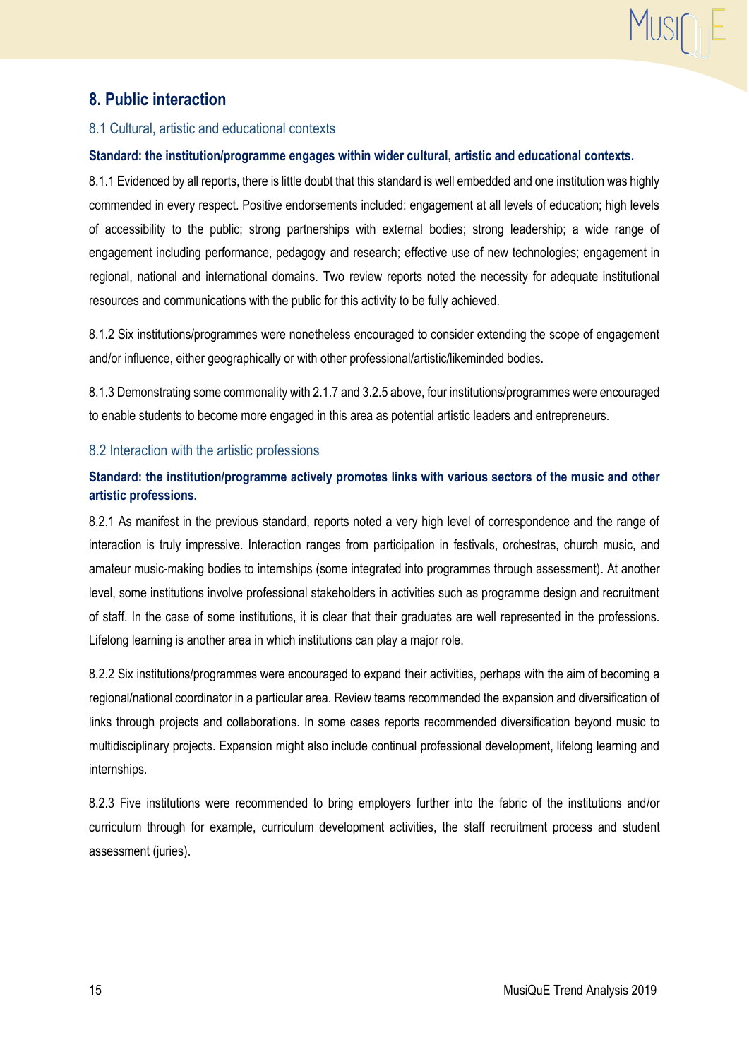## 8. Public interaction

### 8.1 Cultural, artistic and educational contexts

**Standard: the institution/programme engages within wider cultural, artistic and educational contexts.**

8.1.1 Evidenced by all reports, there is little doubt that this standard is well embedded and one institution was highly commended in every respect. Positive endorsements included: engagement at all levels of education; high levels of accessibility to the public; strong partnerships with external bodies; strong leadership; a wide range of engagement including performance, pedagogy and research; effective use of new technologies; engagement in regional, national and international domains. Two review reports noted the necessity for adequate institutional resources and communications with the public for this activity to be fully achieved.

8.1.2 Six institutions/programmes were nonetheless encouraged to consider extending the scope of engagement and/or influence, either geographically or with other professional/artistic/likeminded bodies.

8.1.3 Demonstrating some commonality with 2.1.7 and 3.2.5 above, four institutions/programmes were encouraged to enable students to become more engaged in this area as potential artistic leaders and entrepreneurs.

### 8.2 Interaction with the artistic professions

**Standard: the institution/programme actively promotes links with various sectors of the music and other artistic professions.**

8.2.1 As manifest in the previous standard, reports noted a very high level of correspondence and the range of interaction is truly impressive. Interaction ranges from participation in festivals, orchestras, church music, and amateur music-making bodies to internships (some integrated into programmes through assessment). At another level, some institutions involve professional stakeholders in activities such as programme design and recruitment of staff. In the case of some institutions, it is clear that their graduates are well represented in the professions. Lifelong learning is another area in which institutions can play a major role.

8.2.2 Six institutions/programmes were encouraged to expand their activities, perhaps with the aim of becoming a regional/national coordinator in a particular area. Review teams recommended the expansion and diversification of links through projects and collaborations. In some cases reports recommended diversification beyond music to multidisciplinary projects. Expansion might also include continual professional development, lifelong learning and internships.

8.2.3 Five institutions were recommended to bring employers further into the fabric of the institutions and/or curriculum through for example, curriculum development activities, the staff recruitment process and student assessment (juries).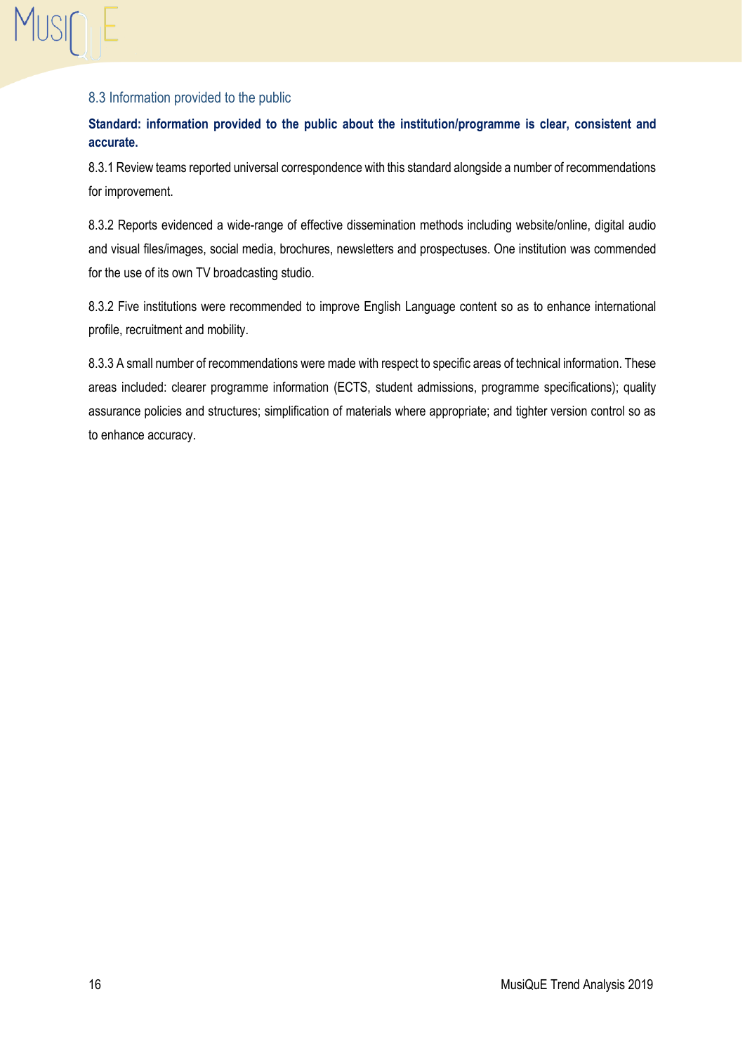## 8.3 Information provided to the public

**Standard: information provided to the public about the institution/programme is clear, consistent and accurate.**

8.3.1 Review teams reported universal correspondence with this standard alongside a number of recommendations for improvement.

8.3.2 Reports evidenced a wide-range of effective dissemination methods including website/online, digital audio and visual files/images, social media, brochures, newsletters and prospectuses. One institution was commended for the use of its own TV broadcasting studio.

8.3.2 Five institutions were recommended to improve English Language content so as to enhance international profile, recruitment and mobility.

8.3.3 A small number of recommendations were made with respect to specific areas of technical information. These areas included: clearer programme information (ECTS, student admissions, programme specifications); quality assurance policies and structures; simplification of materials where appropriate; and tighter version control so as to enhance accuracy.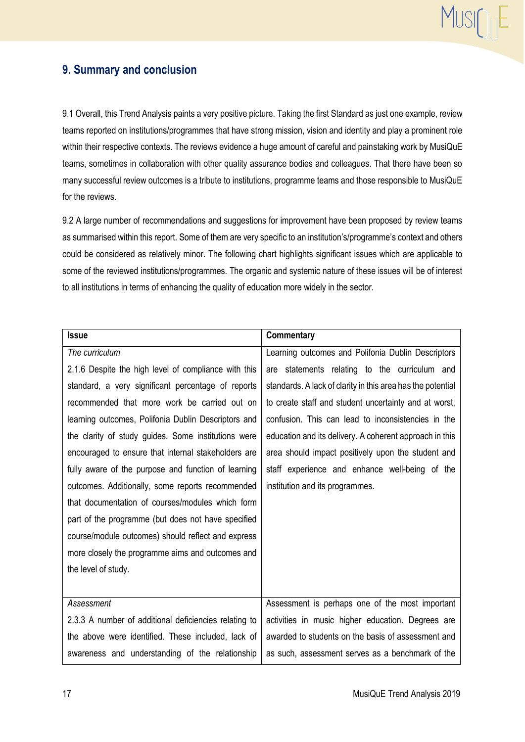## 9. Summary and conclusion

9.1 Overall, this Trend Analysis paints a very positive picture. Taking the first Standard as just one example, review teams reported on institutions/programmes that have strong mission, vision and identity and play a prominent role within their respective contexts. The reviews evidence a huge amount of careful and painstaking work by MusiQuE teams, sometimes in collaboration with other quality assurance bodies and colleagues. That there have been so many successful review outcomes is a tribute to institutions, programme teams and those responsible to MusiQuE for the reviews.

9.2 A large number of recommendations and suggestions for improvement have been proposed by review teams as summarised within this report. Some of them are very specific to an institution's/programme's context and others could be considered as relatively minor. The following chart highlights significant issues which are applicable to some of the reviewed institutions/programmes. The organic and systemic nature of these issues will be of interest to all institutions in terms of enhancing the quality of education more widely in the sector.

| Issue | Commentary |
|---|---|
| *The curriculum*<br>2.1.6 Despite the high level of compliance with this standard, a very significant percentage of reports recommended that more work be carried out on learning outcomes, Polifonia Dublin Descriptors and the clarity of study guides. Some institutions were encouraged to ensure that internal stakeholders are fully aware of the purpose and function of learning outcomes. Additionally, some reports recommended that documentation of courses/modules which form part of the programme (but does not have specified course/module outcomes) should reflect and express more closely the programme aims and outcomes and the level of study. | Learning outcomes and Polifonia Dublin Descriptors are statements relating to the curriculum and standards. A lack of clarity in this area has the potential to create staff and student uncertainty and at worst, confusion. This can lead to inconsistencies in the education and its delivery. A coherent approach in this area should impact positively upon the student and staff experience and enhance well-being of the institution and its programmes. |
| *Assessment*<br>2.3.3 A number of additional deficiencies relating to the above were identified. These included, lack of awareness and understanding of the relationship | Assessment is perhaps one of the most important activities in music higher education. Degrees are awarded to students on the basis of assessment and as such, assessment serves as a benchmark of the |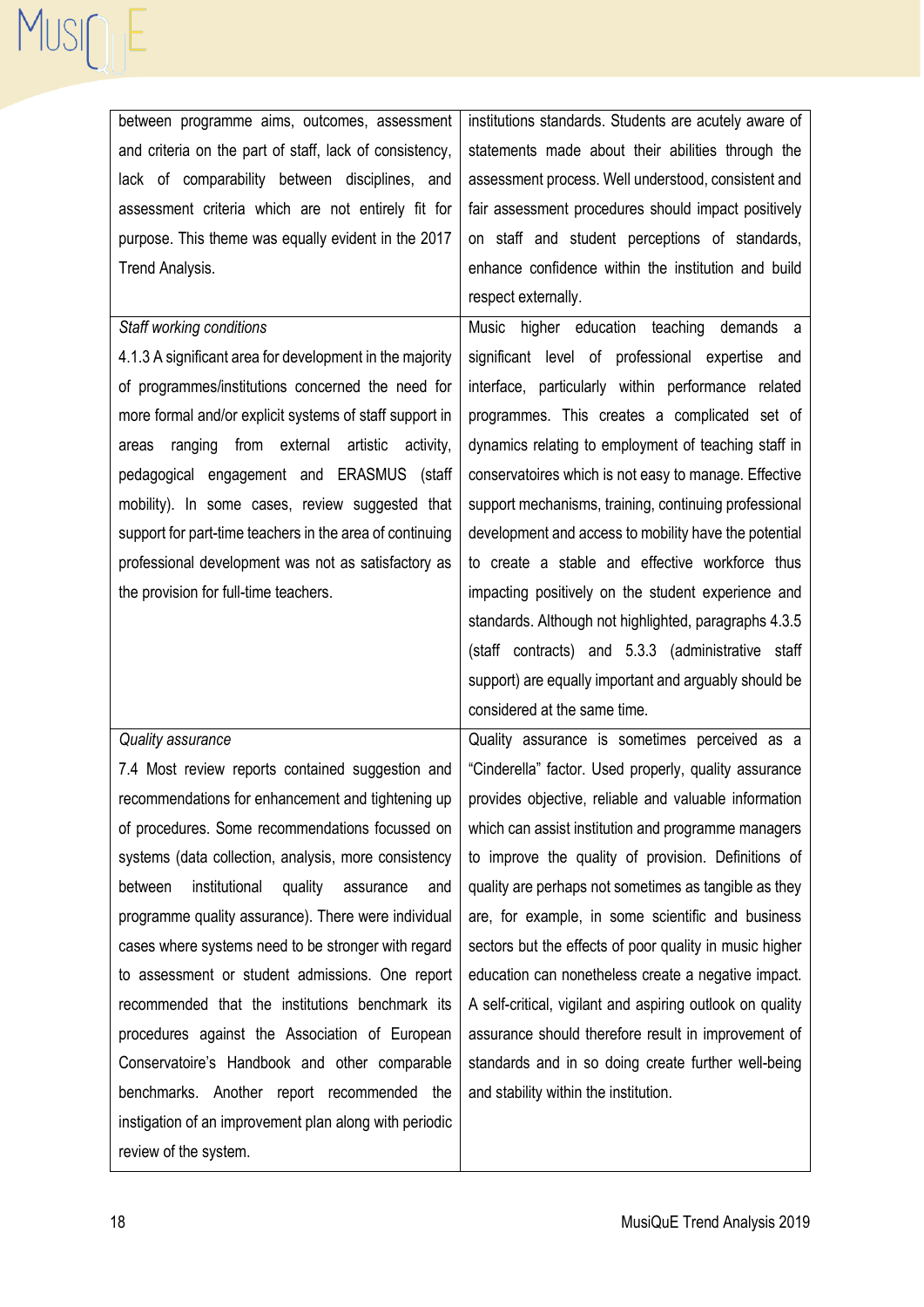| | |
|---|---|
| between programme aims, outcomes, assessment and criteria on the part of staff, lack of consistency, lack of comparability between disciplines, and assessment criteria which are not entirely fit for purpose. This theme was equally evident in the 2017 Trend Analysis. | institutions standards. Students are acutely aware of statements made about their abilities through the assessment process. Well understood, consistent and fair assessment procedures should impact positively on staff and student perceptions of standards, enhance confidence within the institution and build respect externally. |
| *Staff working conditions*<br>4.1.3 A significant area for development in the majority of programmes/institutions concerned the need for more formal and/or explicit systems of staff support in areas ranging from external artistic activity, pedagogical engagement and ERASMUS (staff mobility). In some cases, review suggested that support for part-time teachers in the area of continuing professional development was not as satisfactory as the provision for full-time teachers. | Music higher education teaching demands a significant level of professional expertise and interface, particularly within performance related programmes. This creates a complicated set of dynamics relating to employment of teaching staff in conservatoires which is not easy to manage. Effective support mechanisms, training, continuing professional development and access to mobility have the potential to create a stable and effective workforce thus impacting positively on the student experience and standards. Although not highlighted, paragraphs 4.3.5 (staff contracts) and 5.3.3 (administrative staff support) are equally important and arguably should be considered at the same time. |
| *Quality assurance*<br>7.4 Most review reports contained suggestion and recommendations for enhancement and tightening up of procedures. Some recommendations focussed on systems (data collection, analysis, more consistency between institutional quality assurance and programme quality assurance). There were individual cases where systems need to be stronger with regard to assessment or student admissions. One report recommended that the institutions benchmark its procedures against the Association of European Conservatoire's Handbook and other comparable benchmarks. Another report recommended the instigation of an improvement plan along with periodic review of the system. | Quality assurance is sometimes perceived as a "Cinderella" factor. Used properly, quality assurance provides objective, reliable and valuable information which can assist institution and programme managers to improve the quality of provision. Definitions of quality are perhaps not sometimes as tangible as they are, for example, in some scientific and business sectors but the effects of poor quality in music higher education can nonetheless create a negative impact. A self-critical, vigilant and aspiring outlook on quality assurance should therefore result in improvement of standards and in so doing create further well-being and stability within the institution. |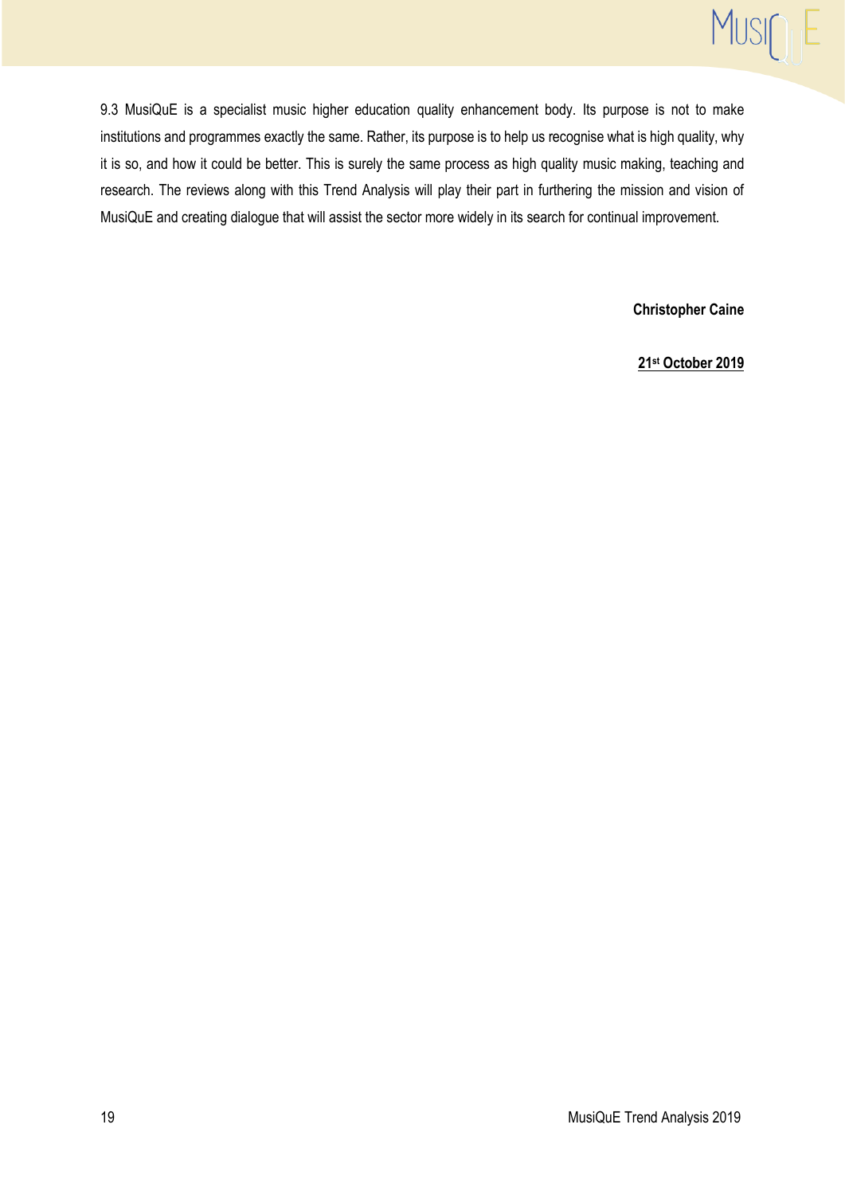9.3 MusiQuE is a specialist music higher education quality enhancement body. Its purpose is not to make institutions and programmes exactly the same. Rather, its purpose is to help us recognise what is high quality, why it is so, and how it could be better. This is surely the same process as high quality music making, teaching and research. The reviews along with this Trend Analysis will play their part in furthering the mission and vision of MusiQuE and creating dialogue that will assist the sector more widely in its search for continual improvement.

**Christopher Caine**

**21st October 2019**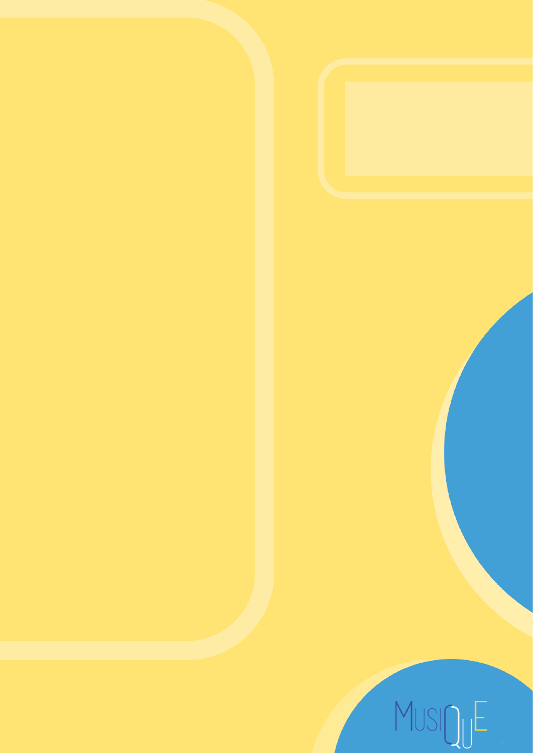MUSIQUE